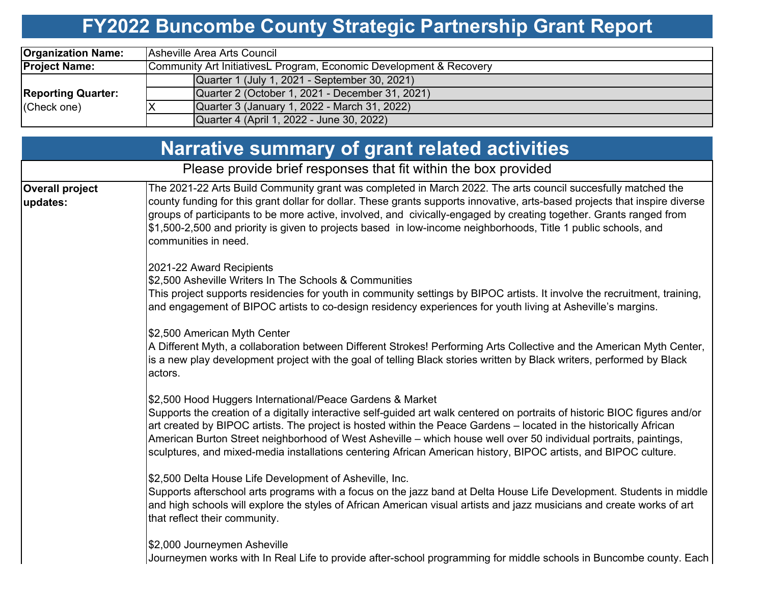# FY2022 Buncombe County Strategic Partnership Grant Report

| | | |
|---|---|---|
| **Organization Name:** | Asheville Area Arts Council | |
| **Project Name:** | Community Art InitiativesL Program, Economic Development & Recovery | |
| **Reporting Quarter:** (Check one) | | Quarter 1 (July 1, 2021 - September 30, 2021) |
| | | Quarter 2 (October 1, 2021 - December 31, 2021) |
| | X | Quarter 3 (January 1, 2022 - March 31, 2022) |
| | | Quarter 4 (April 1, 2022 - June 30, 2022) |

## Narrative summary of grant related activities

Please provide brief responses that fit within the box provided

**Overall project updates:**

The 2021-22 Arts Build Community grant was completed in March 2022. The arts council succesfully matched the county funding for this grant dollar for dollar. These grants supports innovative, arts-based projects that inspire diverse groups of participants to be more active, involved, and civically-engaged by creating together. Grants ranged from $1,500-2,500 and priority is given to projects based in low-income neighborhoods, Title 1 public schools, and communities in need.

2021-22 Award Recipients

$2,500 Asheville Writers In The Schools & Communities
This project supports residencies for youth in community settings by BIPOC artists. It involve the recruitment, training, and engagement of BIPOC artists to co-design residency experiences for youth living at Asheville's margins.

$2,500 American Myth Center
A Different Myth, a collaboration between Different Strokes! Performing Arts Collective and the American Myth Center, is a new play development project with the goal of telling Black stories written by Black writers, performed by Black actors.

$2,500 Hood Huggers International/Peace Gardens & Market
Supports the creation of a digitally interactive self-guided art walk centered on portraits of historic BIOC figures and/or art created by BIPOC artists. The project is hosted within the Peace Gardens – located in the historically African American Burton Street neighborhood of West Asheville – which house well over 50 individual portraits, paintings, sculptures, and mixed-media installations centering African American history, BIPOC artists, and BIPOC culture.

$2,500 Delta House Life Development of Asheville, Inc.
Supports afterschool arts programs with a focus on the jazz band at Delta House Life Development. Students in middle and high schools will explore the styles of African American visual artists and jazz musicians and create works of art that reflect their community.

$2,000 Journeymen Asheville
Journeymen works with In Real Life to provide after-school programming for middle schools in Buncombe county. Each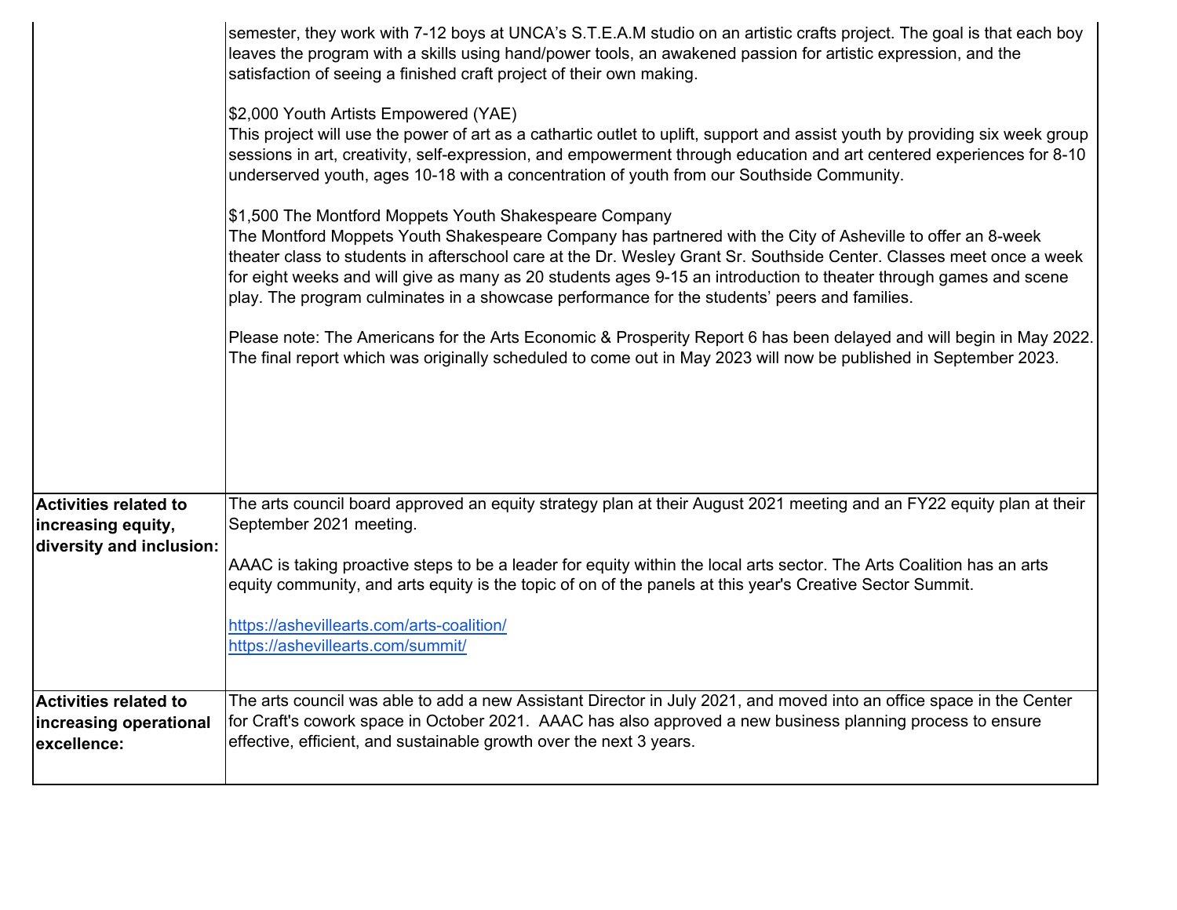| | |
|---|---|
| | semester, they work with 7-12 boys at UNCA's S.T.E.A.M studio on an artistic crafts project. The goal is that each boy leaves the program with a skills using hand/power tools, an awakened passion for artistic expression, and the satisfaction of seeing a finished craft project of their own making.<br><br>$2,000 Youth Artists Empowered (YAE)<br>This project will use the power of art as a cathartic outlet to uplift, support and assist youth by providing six week group sessions in art, creativity, self-expression, and empowerment through education and art centered experiences for 8-10 underserved youth, ages 10-18 with a concentration of youth from our Southside Community.<br><br>$1,500 The Montford Moppets Youth Shakespeare Company<br>The Montford Moppets Youth Shakespeare Company has partnered with the City of Asheville to offer an 8-week theater class to students in afterschool care at the Dr. Wesley Grant Sr. Southside Center. Classes meet once a week for eight weeks and will give as many as 20 students ages 9-15 an introduction to theater through games and scene play. The program culminates in a showcase performance for the students' peers and families.<br><br>Please note: The Americans for the Arts Economic & Prosperity Report 6 has been delayed and will begin in May 2022. The final report which was originally scheduled to come out in May 2023 will now be published in September 2023. |
| **Activities related to increasing equity, diversity and inclusion:** | The arts council board approved an equity strategy plan at their August 2021 meeting and an FY22 equity plan at their September 2021 meeting.<br><br>AAAC is taking proactive steps to be a leader for equity within the local arts sector. The Arts Coalition has an arts equity community, and arts equity is the topic of on of the panels at this year's Creative Sector Summit.<br><br>https://ashevillearts.com/arts-coalition/<br>https://ashevillearts.com/summit/ |
| **Activities related to increasing operational excellence:** | The arts council was able to add a new Assistant Director in July 2021, and moved into an office space in the Center for Craft's cowork space in October 2021. AAAC has also approved a new business planning process to ensure effective, efficient, and sustainable growth over the next 3 years. |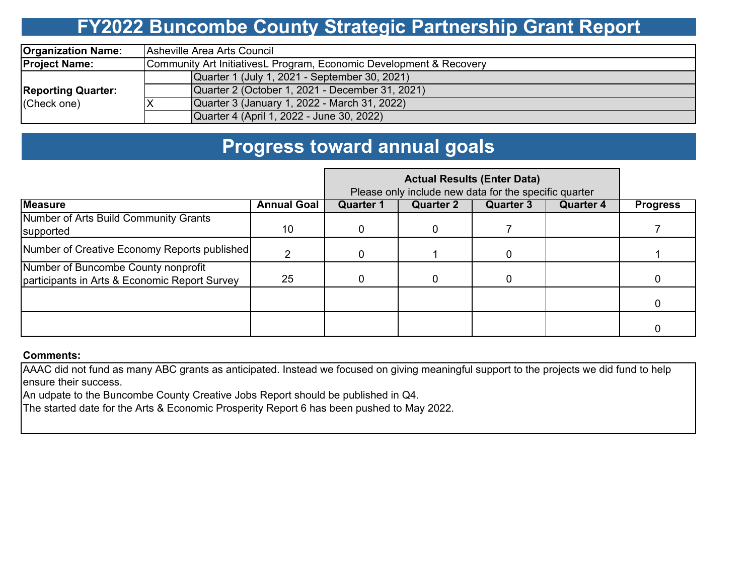# FY2022 Buncombe County Strategic Partnership Grant Report

| | | |
|---|---|---|
| **Organization Name:** | Asheville Area Arts Council | |
| **Project Name:** | Community Art InitiativesL Program, Economic Development & Recovery | |
| **Reporting Quarter:** (Check one) | | Quarter 1 (July 1, 2021 - September 30, 2021) |
| | | Quarter 2 (October 1, 2021 - December 31, 2021) |
| | X | Quarter 3 (January 1, 2022 - March 31, 2022) |
| | | Quarter 4 (April 1, 2022 - June 30, 2022) |

# Progress toward annual goals

| | | Actual Results (Enter Data) Please only include new data for the specific quarter | | | | |
|---|---|---|---|---|---|---|
| **Measure** | **Annual Goal** | **Quarter 1** | **Quarter 2** | **Quarter 3** | **Quarter 4** | **Progress** |
| Number of Arts Build Community Grants supported | 10 | 0 | 0 | 7 | | 7 |
| Number of Creative Economy Reports published | 2 | 0 | 1 | 0 | | 1 |
| Number of Buncombe County nonprofit participants in Arts & Economic Report Survey | 25 | 0 | 0 | 0 | | 0 |
| | | | | | | 0 |
| | | | | | | 0 |

**Comments:**

AAAC did not fund as many ABC grants as anticipated. Instead we focused on giving meaningful support to the projects we did fund to help ensure their success.
An udpate to the Buncombe County Creative Jobs Report should be published in Q4.
The started date for the Arts & Economic Prosperity Report 6 has been pushed to May 2022.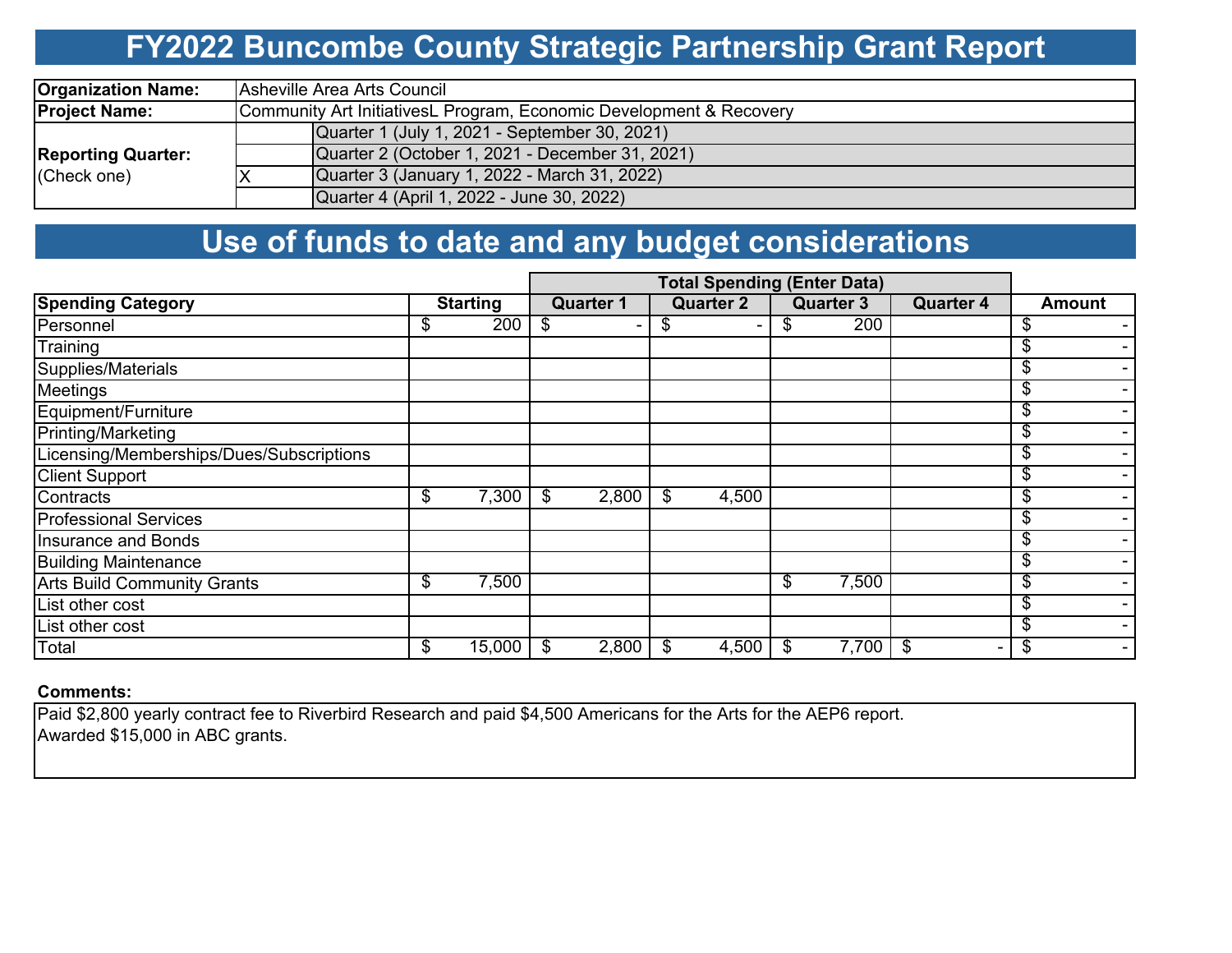# FY2022 Buncombe County Strategic Partnership Grant Report

| | | |
|---|---|---|
| **Organization Name:** | Asheville Area Arts Council | |
| **Project Name:** | Community Art InitiativesL Program, Economic Development & Recovery | |
| **Reporting Quarter:** (Check one) | | Quarter 1 (July 1, 2021 - September 30, 2021) |
| | | Quarter 2 (October 1, 2021 - December 31, 2021) |
| | X | Quarter 3 (January 1, 2022 - March 31, 2022) |
| | | Quarter 4 (April 1, 2022 - June 30, 2022) |

# Use of funds to date and any budget considerations

| | | Total Spending (Enter Data) | | | | |
|---|---|---|---|---|---|---|
| **Spending Category** | **Starting** | **Quarter 1** | **Quarter 2** | **Quarter 3** | **Quarter 4** | **Amount** |
| Personnel | $ 200 | $ - | $ - | $ 200 | | $ - |
| Training | | | | | | $ - |
| Supplies/Materials | | | | | | $ - |
| Meetings | | | | | | $ - |
| Equipment/Furniture | | | | | | $ - |
| Printing/Marketing | | | | | | $ - |
| Licensing/Memberships/Dues/Subscriptions | | | | | | $ - |
| Client Support | | | | | | $ - |
| Contracts | $ 7,300 | $ 2,800 | $ 4,500 | | | $ - |
| Professional Services | | | | | | $ - |
| Insurance and Bonds | | | | | | $ - |
| Building Maintenance | | | | | | $ - |
| Arts Build Community Grants | $ 7,500 | | | $ 7,500 | | $ - |
| List other cost | | | | | | $ - |
| List other cost | | | | | | $ - |
| Total | $ 15,000 | $ 2,800 | $ 4,500 | $ 7,700 | $ - | $ - |

**Comments:**

Paid $2,800 yearly contract fee to Riverbird Research and paid $4,500 Americans for the Arts for the AEP6 report.
Awarded $15,000 in ABC grants.